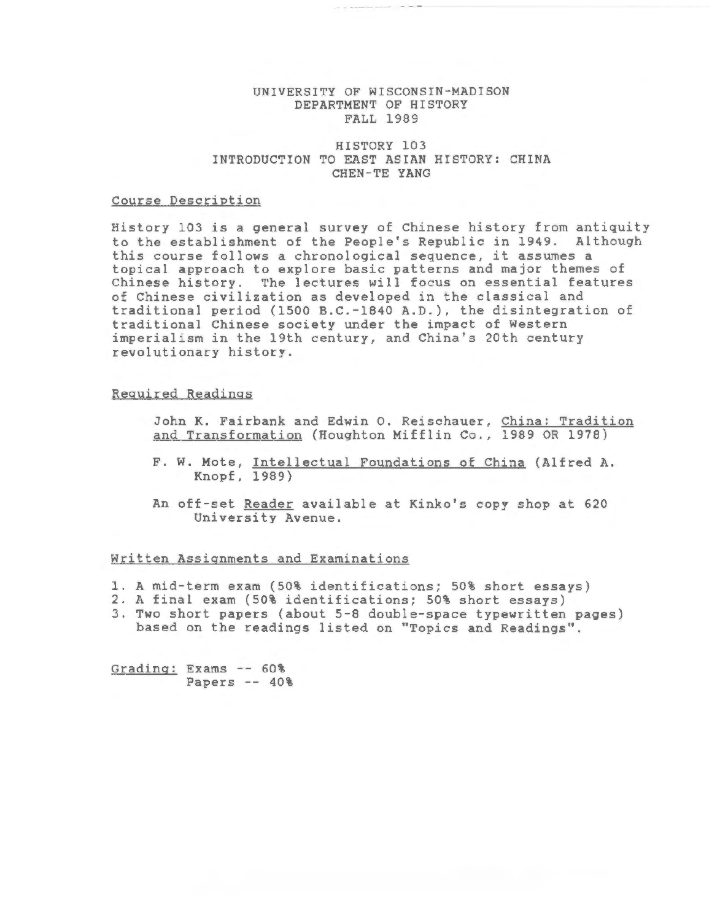# UNIVERSITY OF WISCONSIN-MADISON
## DEPARTMENT OF HISTORY
## FALL 1989

## HISTORY 103
## INTRODUCTION TO EAST ASIAN HISTORY: CHINA
## CHEN-TE YANG

### Course Description

History 103 is a general survey of Chinese history from antiquity to the establishment of the People's Republic in 1949. Although this course follows a chronological sequence, it assumes a topical approach to explore basic patterns and major themes of Chinese history. The lectures will focus on essential features of Chinese civilization as developed in the classical and traditional period (1500 B.C.-1840 A.D.), the disintegration of traditional Chinese society under the impact of Western imperialism in the 19th century, and China's 20th century revolutionary history.

### Required Readings

John K. Fairbank and Edwin O. Reischauer, China: Tradition and Transformation (Houghton Mifflin Co., 1989 OR 1978)

F. W. Mote, Intellectual Foundations of China (Alfred A. Knopf, 1989)

An off-set Reader available at Kinko's copy shop at 620 University Avenue.

### Written Assignments and Examinations

1. A mid-term exam (50% identifications; 50% short essays)
2. A final exam (50% identifications; 50% short essays)
3. Two short papers (about 5-8 double-space typewritten pages) based on the readings listed on "Topics and Readings".

Grading: Exams -- 60%
Papers -- 40%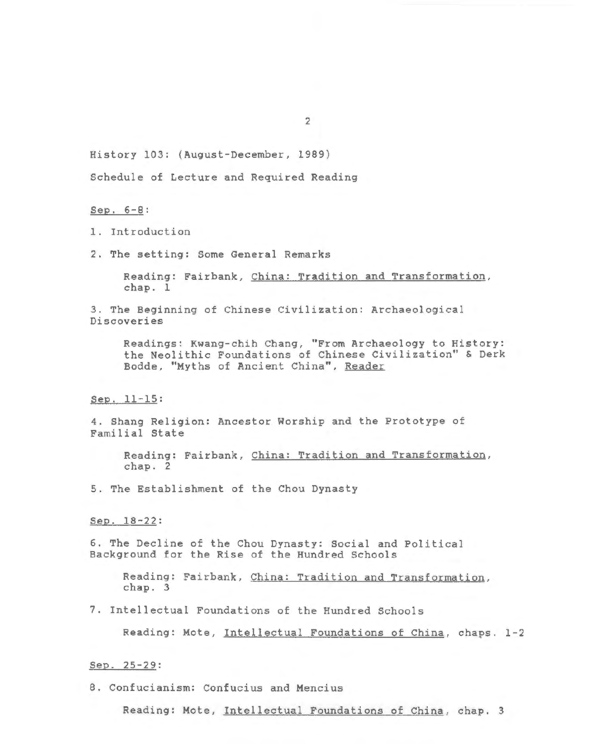History 103: (August-December, 1989)

Schedule of Lecture and Required Reading

<u>Sep. 6-8</u>:

1. Introduction

2. The setting: Some General Remarks

   Reading: Fairbank, <u>China: Tradition and Transformation</u>, chap. 1

3. The Beginning of Chinese Civilization: Archaeological Discoveries

   Readings: Kwang-chih Chang, "From Archaeology to History: the Neolithic Foundations of Chinese Civilization" & Derk Bodde, "Myths of Ancient China", <u>Reader</u>

<u>Sep. 11-15</u>:

4. Shang Religion: Ancestor Worship and the Prototype of Familial State

   Reading: Fairbank, <u>China: Tradition and Transformation</u>, chap. 2

5. The Establishment of the Chou Dynasty

<u>Sep. 18-22</u>:

6. The Decline of the Chou Dynasty: Social and Political Background for the Rise of the Hundred Schools

   Reading: Fairbank, <u>China: Tradition and Transformation</u>, chap. 3

7. Intellectual Foundations of the Hundred Schools

   Reading: Mote, <u>Intellectual Foundations of China</u>, chaps. 1-2

<u>Sep. 25-29</u>:

8. Confucianism: Confucius and Mencius

   Reading: Mote, <u>Intellectual Foundations of China</u>, chap. 3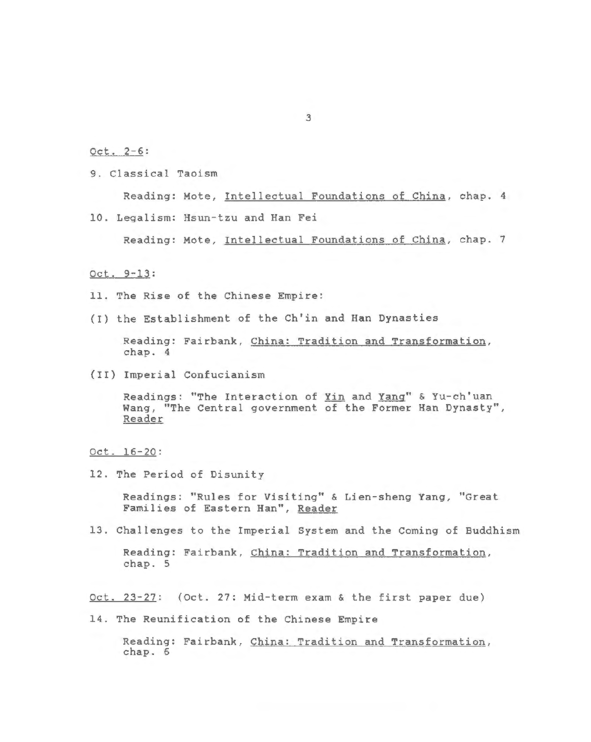<u>Oct. 2-6</u>:

9. Classical Taoism

    Reading: Mote, <u>Intellectual Foundations of China</u>, chap. 4

10. Legalism: Hsun-tzu and Han Fei

    Reading: Mote, <u>Intellectual Foundations of China</u>, chap. 7

<u>Oct. 9-13</u>:

11. The Rise of the Chinese Empire:

(I) the Establishment of the Ch'in and Han Dynasties

    Reading: Fairbank, <u>China: Tradition and Transformation</u>, chap. 4

(II) Imperial Confucianism

    Readings: "The Interaction of <u>Yin</u> and <u>Yang</u>" & Yu-ch'uan Wang, "The Central government of the Former Han Dynasty", <u>Reader</u>

<u>Oct. 16-20</u>:

12. The Period of Disunity

    Readings: "Rules for Visiting" & Lien-sheng Yang, "Great Families of Eastern Han", <u>Reader</u>

13. Challenges to the Imperial System and the Coming of Buddhism

    Reading: Fairbank, <u>China: Tradition and Transformation</u>, chap. 5

<u>Oct. 23-27</u>: (Oct. 27: Mid-term exam & the first paper due)

14. The Reunification of the Chinese Empire

    Reading: Fairbank, <u>China: Tradition and Transformation</u>, chap. 6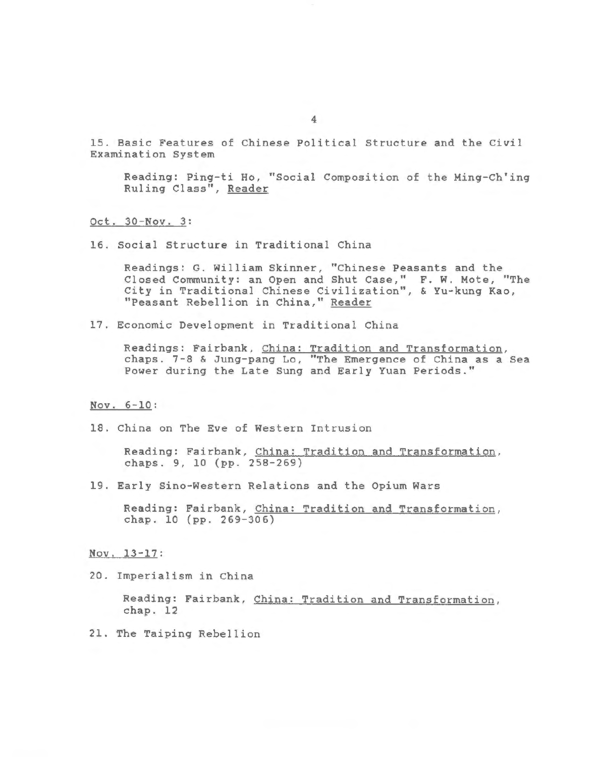15. Basic Features of Chinese Political Structure and the Civil Examination System

    Reading: Ping-ti Ho, "Social Composition of the Ming-Ch'ing Ruling Class", <u>Reader</u>

<u>Oct. 30-Nov. 3</u>:

16. Social Structure in Traditional China

    Readings: G. William Skinner, "Chinese Peasants and the Closed Community: an Open and Shut Case," F. W. Mote, "The City in Traditional Chinese Civilization", & Yu-kung Kao, "Peasant Rebellion in China," <u>Reader</u>

17. Economic Development in Traditional China

    Readings: Fairbank, <u>China: Tradition and Transformation</u>, chaps. 7-8 & Jung-pang Lo, "The Emergence of China as a Sea Power during the Late Sung and Early Yuan Periods."

<u>Nov. 6-10</u>:

18. China on The Eve of Western Intrusion

    Reading: Fairbank, <u>China: Tradition and Transformation</u>, chaps. 9, 10 (pp. 258-269)

19. Early Sino-Western Relations and the Opium Wars

    Reading: Fairbank, <u>China: Tradition and Transformation</u>, chap. 10 (pp. 269-306)

<u>Nov. 13-17</u>:

20. Imperialism in China

    Reading: Fairbank, <u>China: Tradition and Transformation</u>, chap. 12

21. The Taiping Rebellion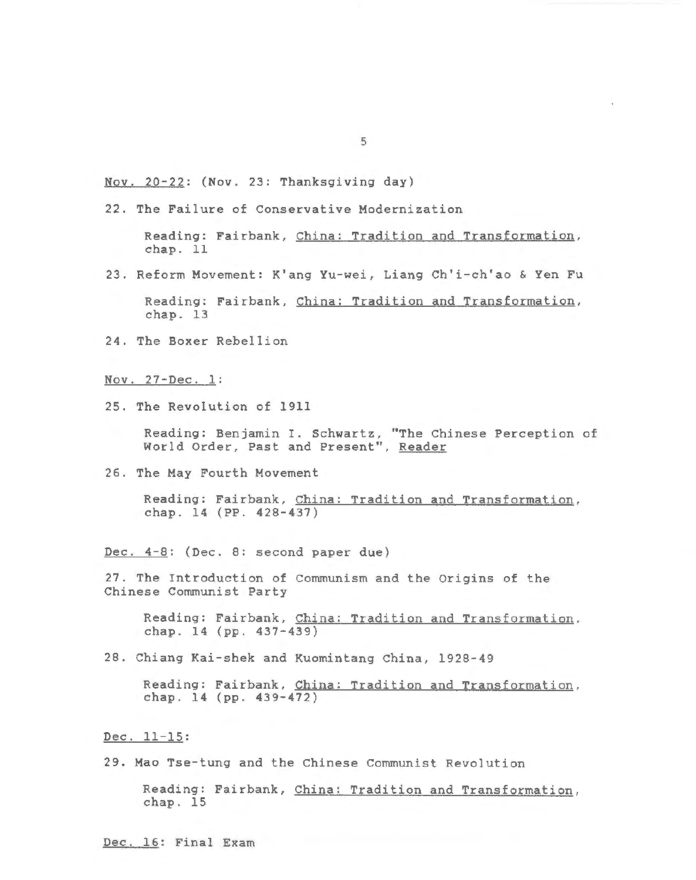Nov. 20-22: (Nov. 23: Thanksgiving day)

22. The Failure of Conservative Modernization

    Reading: Fairbank, *China: Tradition and Transformation*, chap. 11

23. Reform Movement: K'ang Yu-wei, Liang Ch'i-ch'ao & Yen Fu

    Reading: Fairbank, *China: Tradition and Transformation*, chap. 13

24. The Boxer Rebellion

Nov. 27-Dec. 1:

25. The Revolution of 1911

    Reading: Benjamin I. Schwartz, "The Chinese Perception of World Order, Past and Present", *Reader*

26. The May Fourth Movement

    Reading: Fairbank, *China: Tradition and Transformation*, chap. 14 (PP. 428-437)

Dec. 4-8: (Dec. 8: second paper due)

27. The Introduction of Communism and the Origins of the Chinese Communist Party

    Reading: Fairbank, *China: Tradition and Transformation*, chap. 14 (pp. 437-439)

28. Chiang Kai-shek and Kuomintang China, 1928-49

    Reading: Fairbank, *China: Tradition and Transformation*, chap. 14 (pp. 439-472)

Dec. 11-15:

29. Mao Tse-tung and the Chinese Communist Revolution

    Reading: Fairbank, *China: Tradition and Transformation*, chap. 15

Dec. 16: Final Exam